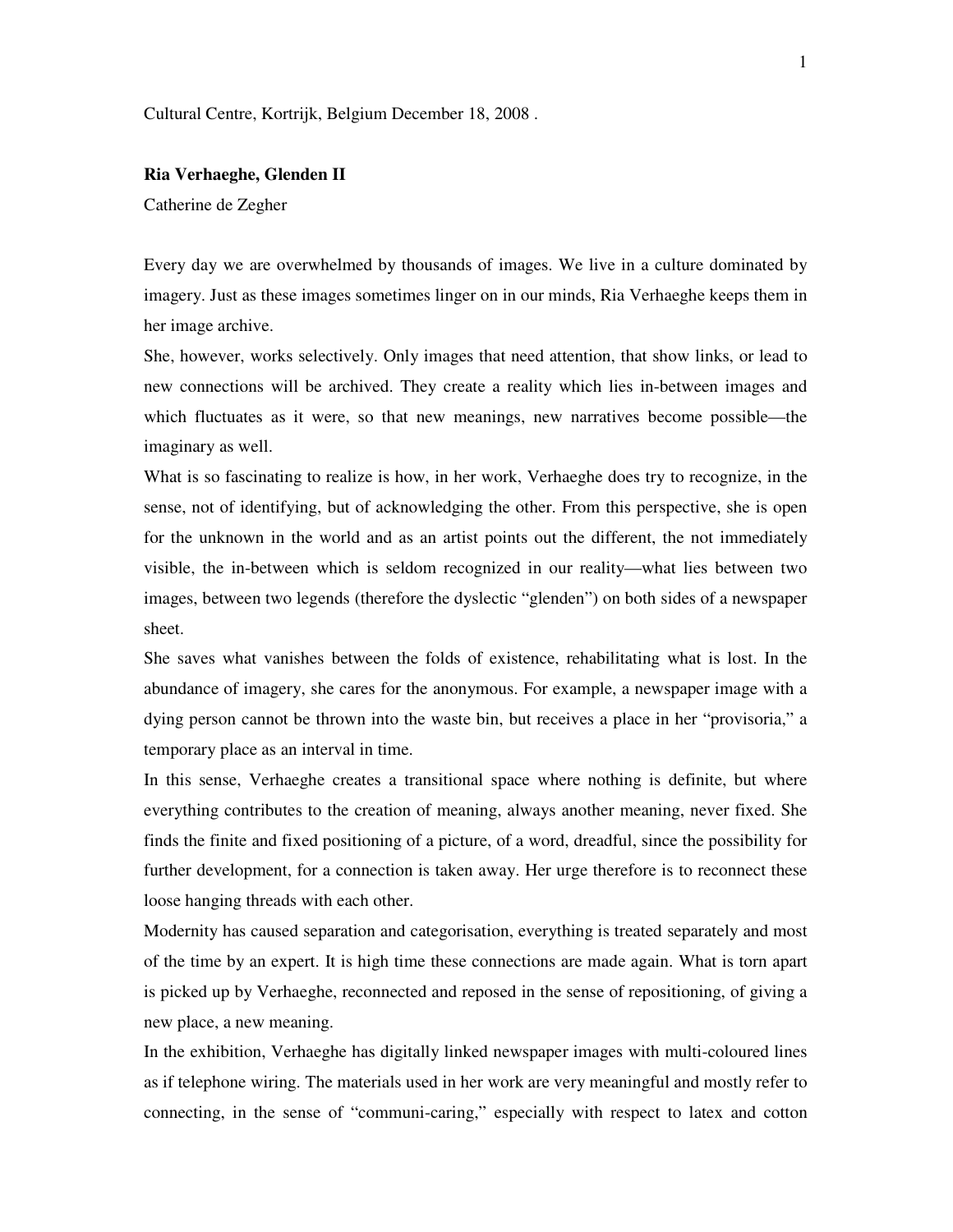Cultural Centre, Kortrijk, Belgium December 18, 2008 .

**Ria Verhaeghe, Glenden II**

Catherine de Zegher

Every day we are overwhelmed by thousands of images. We live in a culture dominated by imagery. Just as these images sometimes linger on in our minds, Ria Verhaeghe keeps them in her image archive.

She, however, works selectively. Only images that need attention, that show links, or lead to new connections will be archived. They create a reality which lies in-between images and which fluctuates as it were, so that new meanings, new narratives become possible—the imaginary as well.

What is so fascinating to realize is how, in her work, Verhaeghe does try to recognize, in the sense, not of identifying, but of acknowledging the other. From this perspective, she is open for the unknown in the world and as an artist points out the different, the not immediately visible, the in-between which is seldom recognized in our reality—what lies between two images, between two legends (therefore the dyslectic "glenden") on both sides of a newspaper sheet.

She saves what vanishes between the folds of existence, rehabilitating what is lost. In the abundance of imagery, she cares for the anonymous. For example, a newspaper image with a dying person cannot be thrown into the waste bin, but receives a place in her "provisoria," a temporary place as an interval in time.

In this sense, Verhaeghe creates a transitional space where nothing is definite, but where everything contributes to the creation of meaning, always another meaning, never fixed. She finds the finite and fixed positioning of a picture, of a word, dreadful, since the possibility for further development, for a connection is taken away. Her urge therefore is to reconnect these loose hanging threads with each other.

Modernity has caused separation and categorisation, everything is treated separately and most of the time by an expert. It is high time these connections are made again. What is torn apart is picked up by Verhaeghe, reconnected and reposed in the sense of repositioning, of giving a new place, a new meaning.

In the exhibition, Verhaeghe has digitally linked newspaper images with multi-coloured lines as if telephone wiring. The materials used in her work are very meaningful and mostly refer to connecting, in the sense of "communi-caring," especially with respect to latex and cotton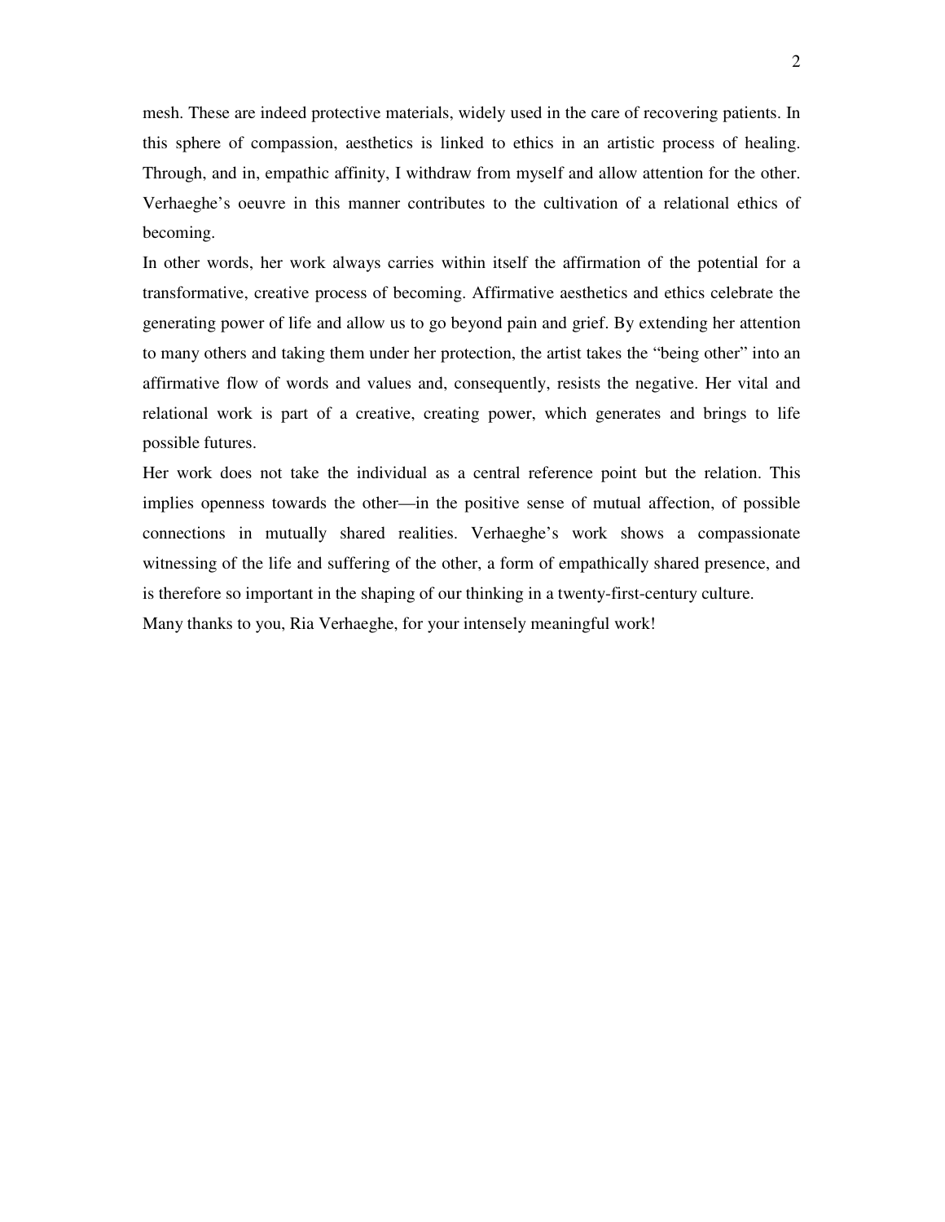mesh. These are indeed protective materials, widely used in the care of recovering patients. In this sphere of compassion, aesthetics is linked to ethics in an artistic process of healing. Through, and in, empathic affinity, I withdraw from myself and allow attention for the other. Verhaeghe's oeuvre in this manner contributes to the cultivation of a relational ethics of becoming.

In other words, her work always carries within itself the affirmation of the potential for a transformative, creative process of becoming. Affirmative aesthetics and ethics celebrate the generating power of life and allow us to go beyond pain and grief. By extending her attention to many others and taking them under her protection, the artist takes the "being other" into an affirmative flow of words and values and, consequently, resists the negative. Her vital and relational work is part of a creative, creating power, which generates and brings to life possible futures.

Her work does not take the individual as a central reference point but the relation. This implies openness towards the other—in the positive sense of mutual affection, of possible connections in mutually shared realities. Verhaeghe's work shows a compassionate witnessing of the life and suffering of the other, a form of empathically shared presence, and is therefore so important in the shaping of our thinking in a twenty-first-century culture.

Many thanks to you, Ria Verhaeghe, for your intensely meaningful work!